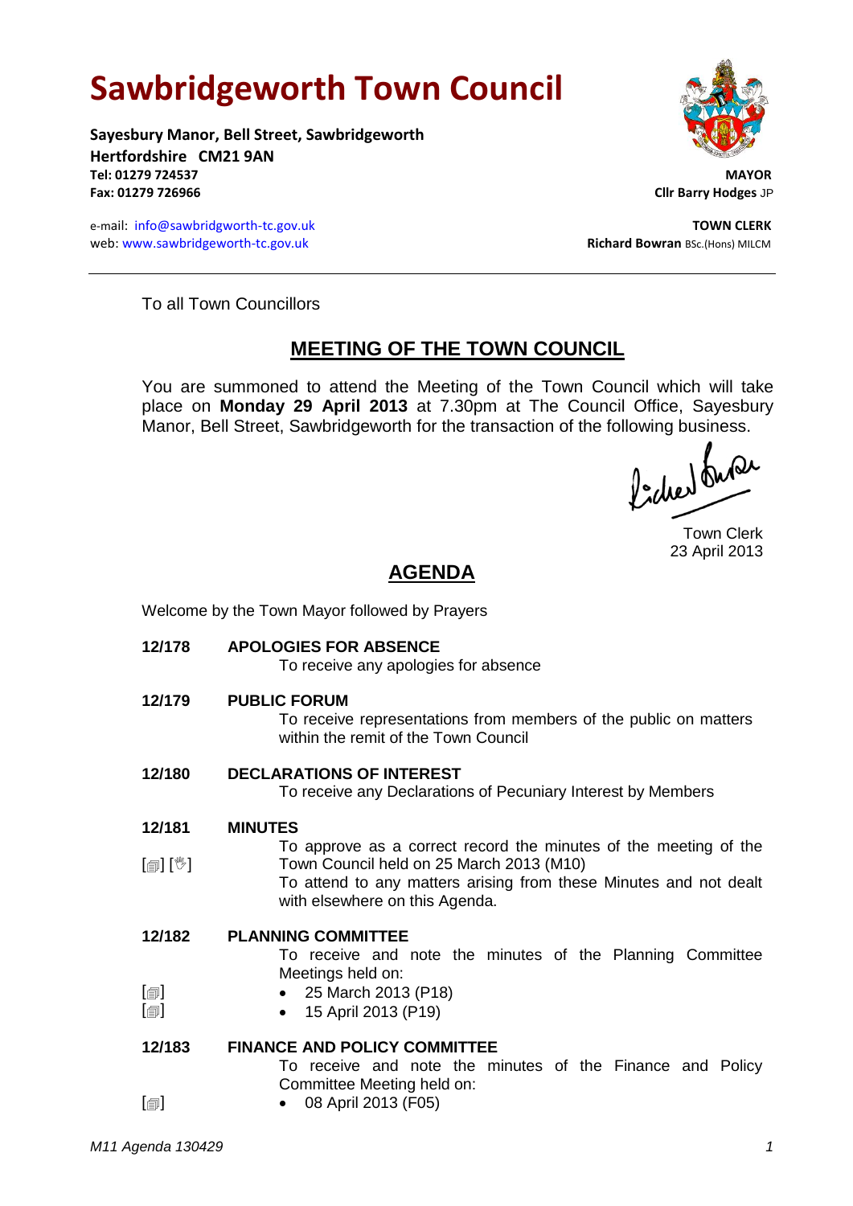# Sawbridgeworth Town Council

**Sayesbury Manor, Bell Street, Sawbridgeworth**
**Hertfordshire CM21 9AN**
**Tel: 01279 724537**
**Fax: 01279 726966**

e-mail: info@sawbridgeworth-tc.gov.uk
web: www.sawbridgeworth-tc.gov.uk

**MAYOR**
**Cllr Barry Hodges** JP

**TOWN CLERK**
**Richard Bowran** BSc.(Hons) MILCM

---

To all Town Councillors

## MEETING OF THE TOWN COUNCIL

You are summoned to attend the Meeting of the Town Council which will take place on **Monday 29 April 2013** at 7.30pm at The Council Office, Sayesbury Manor, Bell Street, Sawbridgeworth for the transaction of the following business.

Town Clerk
23 April 2013

## AGENDA

Welcome by the Town Mayor followed by Prayers

**12/178 APOLOGIES FOR ABSENCE**
To receive any apologies for absence

**12/179 PUBLIC FORUM**
To receive representations from members of the public on matters within the remit of the Town Council

**12/180 DECLARATIONS OF INTEREST**
To receive any Declarations of Pecuniary Interest by Members

**12/181 MINUTES**
[■] [✋] To approve as a correct record the minutes of the meeting of the Town Council held on 25 March 2013 (M10)
To attend to any matters arising from these Minutes and not dealt with elsewhere on this Agenda.

**12/182 PLANNING COMMITTEE**
To receive and note the minutes of the Planning Committee Meetings held on:
- [■] 25 March 2013 (P18)
- [■] 15 April 2013 (P19)

**12/183 FINANCE AND POLICY COMMITTEE**
To receive and note the minutes of the Finance and Policy Committee Meeting held on:
- [■] 08 April 2013 (F05)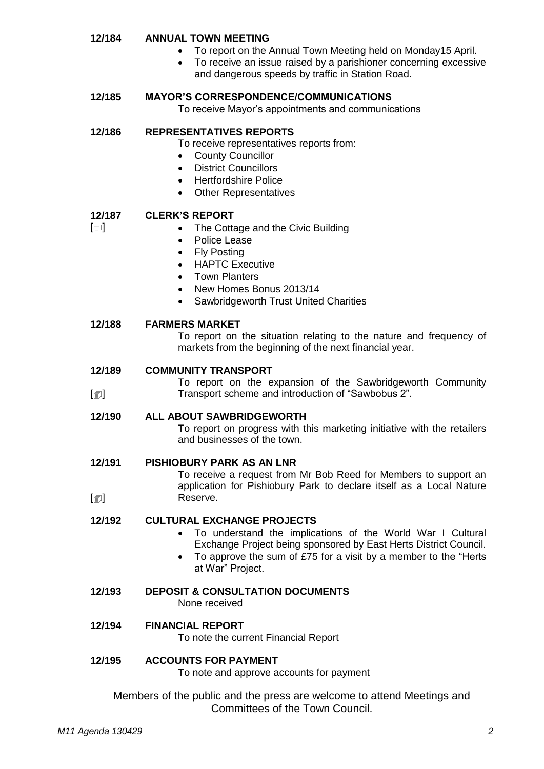**12/184 ANNUAL TOWN MEETING**

- To report on the Annual Town Meeting held on Monday15 April.
- To receive an issue raised by a parishioner concerning excessive and dangerous speeds by traffic in Station Road.

**12/185 MAYOR'S CORRESPONDENCE/COMMUNICATIONS**

To receive Mayor's appointments and communications

**12/186 REPRESENTATIVES REPORTS**

To receive representatives reports from:

- County Councillor
- District Councillors
- Hertfordshire Police
- Other Representatives

**12/187 CLERK'S REPORT**

[🗐]

- The Cottage and the Civic Building
- Police Lease
- Fly Posting
- HAPTC Executive
- Town Planters
- New Homes Bonus 2013/14
- Sawbridgeworth Trust United Charities

**12/188 FARMERS MARKET**

To report on the situation relating to the nature and frequency of markets from the beginning of the next financial year.

**12/189 COMMUNITY TRANSPORT**

[🗐] To report on the expansion of the Sawbridgeworth Community Transport scheme and introduction of "Sawbobus 2".

**12/190 ALL ABOUT SAWBRIDGEWORTH**

To report on progress with this marketing initiative with the retailers and businesses of the town.

**12/191 PISHIOBURY PARK AS AN LNR**

[🗐] To receive a request from Mr Bob Reed for Members to support an application for Pishiobury Park to declare itself as a Local Nature Reserve.

**12/192 CULTURAL EXCHANGE PROJECTS**

- To understand the implications of the World War I Cultural Exchange Project being sponsored by East Herts District Council.
- To approve the sum of £75 for a visit by a member to the "Herts at War" Project.

**12/193 DEPOSIT & CONSULTATION DOCUMENTS**

None received

**12/194 FINANCIAL REPORT**

To note the current Financial Report

**12/195 ACCOUNTS FOR PAYMENT**

To note and approve accounts for payment

Members of the public and the press are welcome to attend Meetings and Committees of the Town Council.

*M11 Agenda 130429*